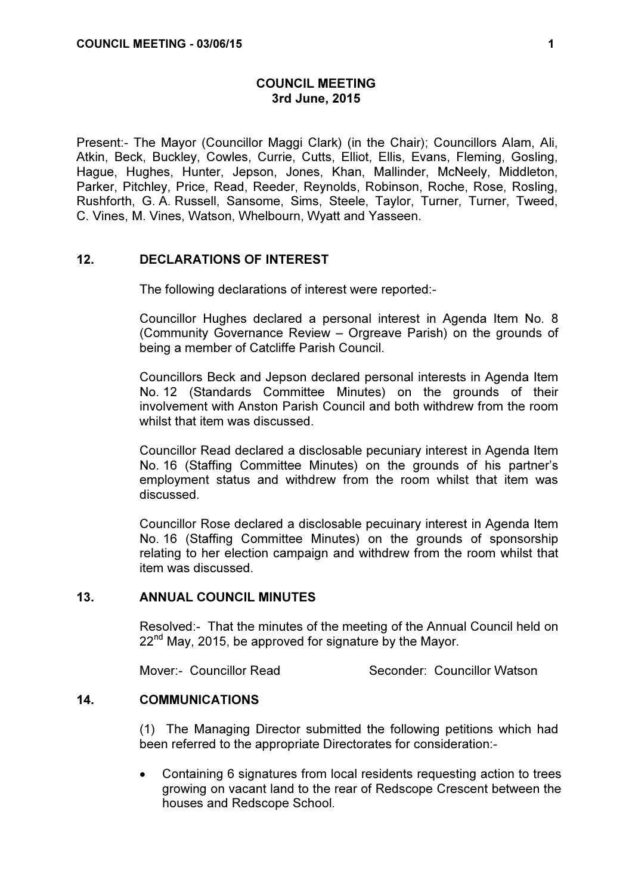# COUNCIL MEETING
## 3rd June, 2015

Present:- The Mayor (Councillor Maggi Clark) (in the Chair); Councillors Alam, Ali, Atkin, Beck, Buckley, Cowles, Currie, Cutts, Elliot, Ellis, Evans, Fleming, Gosling, Hague, Hughes, Hunter, Jepson, Jones, Khan, Mallinder, McNeely, Middleton, Parker, Pitchley, Price, Read, Reeder, Reynolds, Robinson, Roche, Rose, Rosling, Rushforth, G. A. Russell, Sansome, Sims, Steele, Taylor, Turner, Turner, Tweed, C. Vines, M. Vines, Watson, Whelbourn, Wyatt and Yasseen.

## 12. DECLARATIONS OF INTEREST

The following declarations of interest were reported:-

Councillor Hughes declared a personal interest in Agenda Item No. 8 (Community Governance Review – Orgreave Parish) on the grounds of being a member of Catcliffe Parish Council.

Councillors Beck and Jepson declared personal interests in Agenda Item No. 12 (Standards Committee Minutes) on the grounds of their involvement with Anston Parish Council and both withdrew from the room whilst that item was discussed.

Councillor Read declared a disclosable pecuniary interest in Agenda Item No. 16 (Staffing Committee Minutes) on the grounds of his partner's employment status and withdrew from the room whilst that item was discussed.

Councillor Rose declared a disclosable pecuniary interest in Agenda Item No. 16 (Staffing Committee Minutes) on the grounds of sponsorship relating to her election campaign and withdrew from the room whilst that item was discussed.

## 13. ANNUAL COUNCIL MINUTES

Resolved:- That the minutes of the meeting of the Annual Council held on 22nd May, 2015, be approved for signature by the Mayor.

Mover:- Councillor Read Seconder: Councillor Watson

## 14. COMMUNICATIONS

(1) The Managing Director submitted the following petitions which had been referred to the appropriate Directorates for consideration:-

- Containing 6 signatures from local residents requesting action to trees growing on vacant land to the rear of Redscope Crescent between the houses and Redscope School.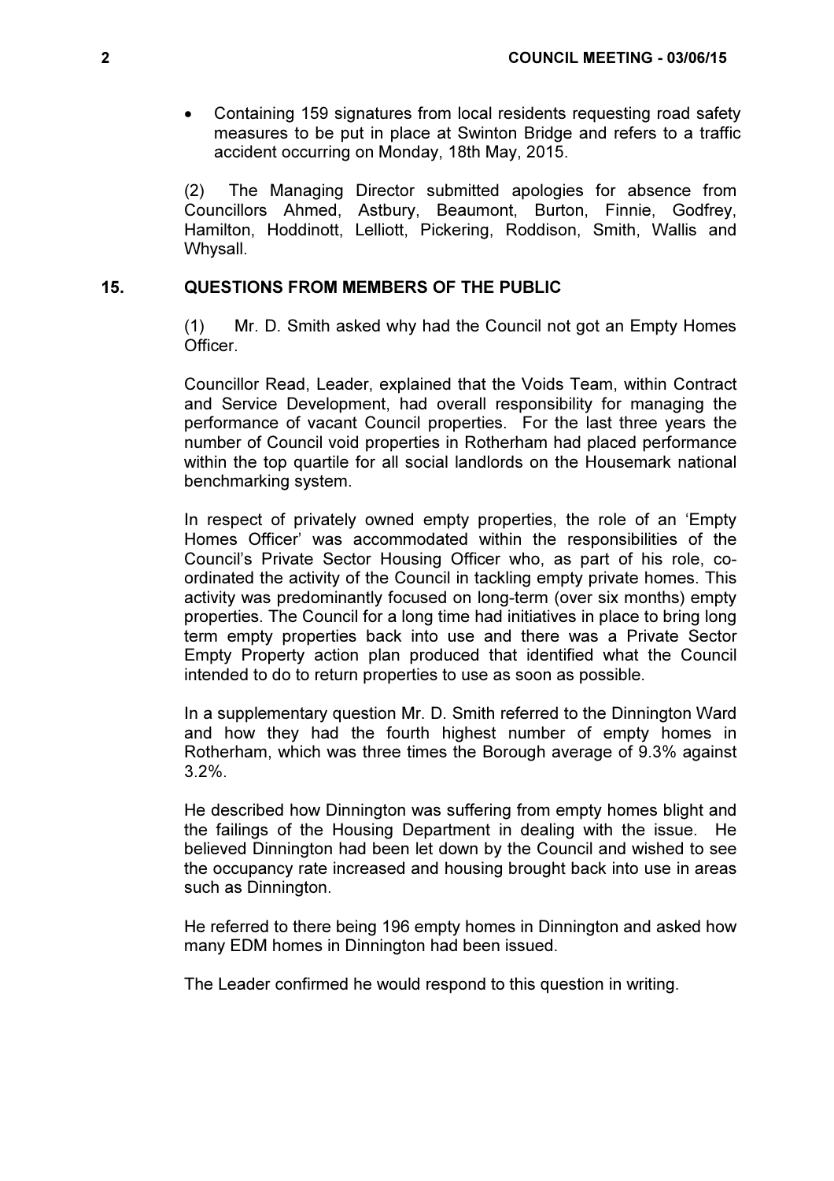- Containing 159 signatures from local residents requesting road safety measures to be put in place at Swinton Bridge and refers to a traffic accident occurring on Monday, 18th May, 2015.

(2) The Managing Director submitted apologies for absence from Councillors Ahmed, Astbury, Beaumont, Burton, Finnie, Godfrey, Hamilton, Hoddinott, Lelliott, Pickering, Roddison, Smith, Wallis and Whysall.

## 15. QUESTIONS FROM MEMBERS OF THE PUBLIC

(1) Mr. D. Smith asked why had the Council not got an Empty Homes Officer.

Councillor Read, Leader, explained that the Voids Team, within Contract and Service Development, had overall responsibility for managing the performance of vacant Council properties. For the last three years the number of Council void properties in Rotherham had placed performance within the top quartile for all social landlords on the Housemark national benchmarking system.

In respect of privately owned empty properties, the role of an 'Empty Homes Officer' was accommodated within the responsibilities of the Council's Private Sector Housing Officer who, as part of his role, co-ordinated the activity of the Council in tackling empty private homes. This activity was predominantly focused on long-term (over six months) empty properties. The Council for a long time had initiatives in place to bring long term empty properties back into use and there was a Private Sector Empty Property action plan produced that identified what the Council intended to do to return properties to use as soon as possible.

In a supplementary question Mr. D. Smith referred to the Dinnington Ward and how they had the fourth highest number of empty homes in Rotherham, which was three times the Borough average of 9.3% against 3.2%.

He described how Dinnington was suffering from empty homes blight and the failings of the Housing Department in dealing with the issue. He believed Dinnington had been let down by the Council and wished to see the occupancy rate increased and housing brought back into use in areas such as Dinnington.

He referred to there being 196 empty homes in Dinnington and asked how many EDM homes in Dinnington had been issued.

The Leader confirmed he would respond to this question in writing.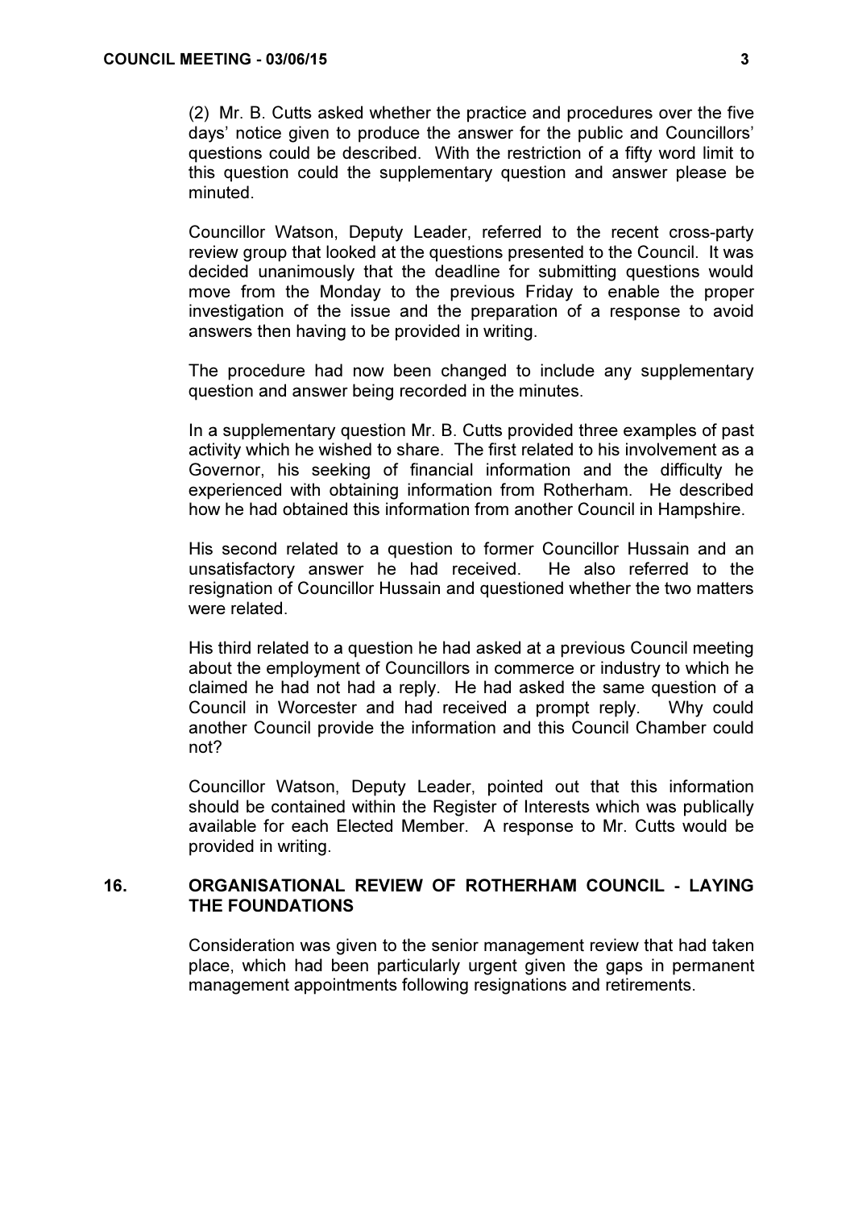(2) Mr. B. Cutts asked whether the practice and procedures over the five days' notice given to produce the answer for the public and Councillors' questions could be described. With the restriction of a fifty word limit to this question could the supplementary question and answer please be minuted.

Councillor Watson, Deputy Leader, referred to the recent cross-party review group that looked at the questions presented to the Council. It was decided unanimously that the deadline for submitting questions would move from the Monday to the previous Friday to enable the proper investigation of the issue and the preparation of a response to avoid answers then having to be provided in writing.

The procedure had now been changed to include any supplementary question and answer being recorded in the minutes.

In a supplementary question Mr. B. Cutts provided three examples of past activity which he wished to share. The first related to his involvement as a Governor, his seeking of financial information and the difficulty he experienced with obtaining information from Rotherham. He described how he had obtained this information from another Council in Hampshire.

His second related to a question to former Councillor Hussain and an unsatisfactory answer he had received. He also referred to the resignation of Councillor Hussain and questioned whether the two matters were related.

His third related to a question he had asked at a previous Council meeting about the employment of Councillors in commerce or industry to which he claimed he had not had a reply. He had asked the same question of a Council in Worcester and had received a prompt reply. Why could another Council provide the information and this Council Chamber could not?

Councillor Watson, Deputy Leader, pointed out that this information should be contained within the Register of Interests which was publically available for each Elected Member. A response to Mr. Cutts would be provided in writing.

## 16. ORGANISATIONAL REVIEW OF ROTHERHAM COUNCIL - LAYING THE FOUNDATIONS

Consideration was given to the senior management review that had taken place, which had been particularly urgent given the gaps in permanent management appointments following resignations and retirements.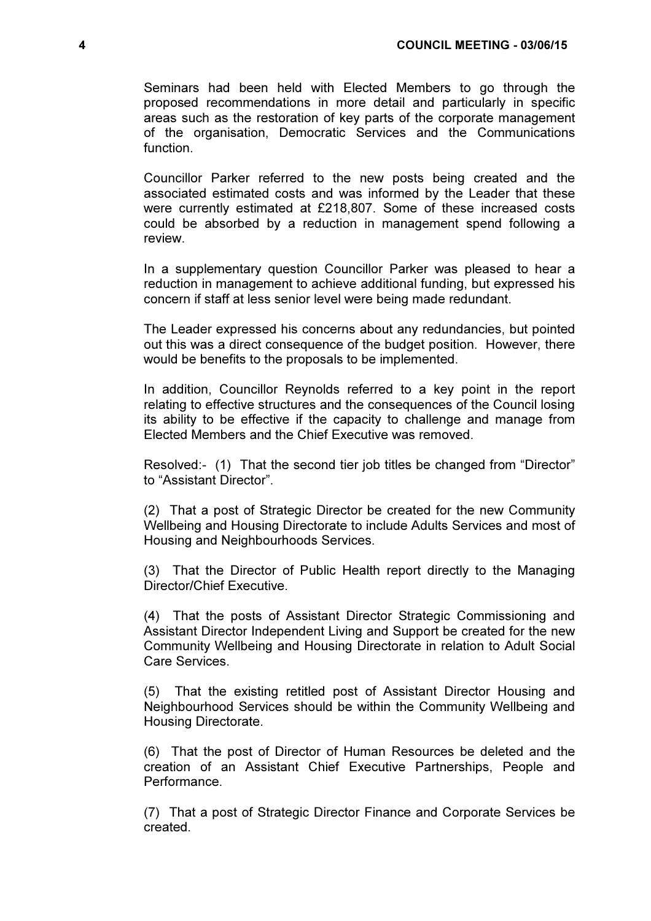Seminars had been held with Elected Members to go through the proposed recommendations in more detail and particularly in specific areas such as the restoration of key parts of the corporate management of the organisation, Democratic Services and the Communications function.

Councillor Parker referred to the new posts being created and the associated estimated costs and was informed by the Leader that these were currently estimated at £218,807. Some of these increased costs could be absorbed by a reduction in management spend following a review.

In a supplementary question Councillor Parker was pleased to hear a reduction in management to achieve additional funding, but expressed his concern if staff at less senior level were being made redundant.

The Leader expressed his concerns about any redundancies, but pointed out this was a direct consequence of the budget position. However, there would be benefits to the proposals to be implemented.

In addition, Councillor Reynolds referred to a key point in the report relating to effective structures and the consequences of the Council losing its ability to be effective if the capacity to challenge and manage from Elected Members and the Chief Executive was removed.

Resolved:- (1) That the second tier job titles be changed from "Director" to "Assistant Director".

(2) That a post of Strategic Director be created for the new Community Wellbeing and Housing Directorate to include Adults Services and most of Housing and Neighbourhoods Services.

(3) That the Director of Public Health report directly to the Managing Director/Chief Executive.

(4) That the posts of Assistant Director Strategic Commissioning and Assistant Director Independent Living and Support be created for the new Community Wellbeing and Housing Directorate in relation to Adult Social Care Services.

(5) That the existing retitled post of Assistant Director Housing and Neighbourhood Services should be within the Community Wellbeing and Housing Directorate.

(6) That the post of Director of Human Resources be deleted and the creation of an Assistant Chief Executive Partnerships, People and Performance.

(7) That a post of Strategic Director Finance and Corporate Services be created.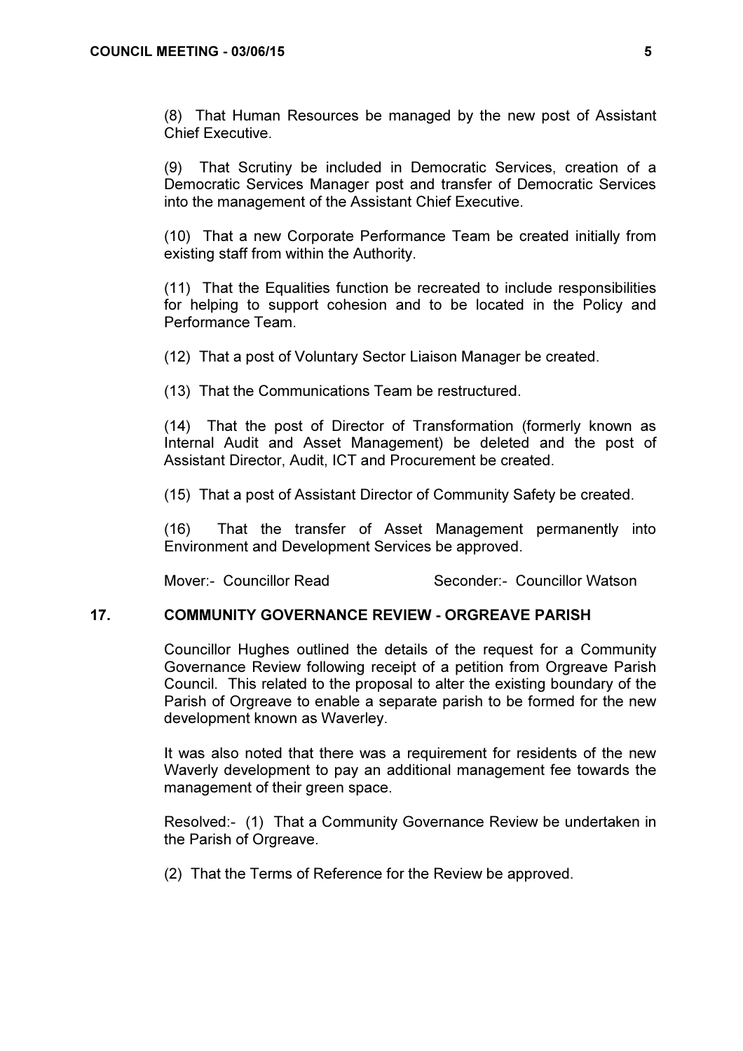(8) That Human Resources be managed by the new post of Assistant Chief Executive.

(9) That Scrutiny be included in Democratic Services, creation of a Democratic Services Manager post and transfer of Democratic Services into the management of the Assistant Chief Executive.

(10) That a new Corporate Performance Team be created initially from existing staff from within the Authority.

(11) That the Equalities function be recreated to include responsibilities for helping to support cohesion and to be located in the Policy and Performance Team.

(12) That a post of Voluntary Sector Liaison Manager be created.

(13) That the Communications Team be restructured.

(14) That the post of Director of Transformation (formerly known as Internal Audit and Asset Management) be deleted and the post of Assistant Director, Audit, ICT and Procurement be created.

(15) That a post of Assistant Director of Community Safety be created.

(16) That the transfer of Asset Management permanently into Environment and Development Services be approved.

Mover:- Councillor Read Seconder:- Councillor Watson

## 17. COMMUNITY GOVERNANCE REVIEW - ORGREAVE PARISH

Councillor Hughes outlined the details of the request for a Community Governance Review following receipt of a petition from Orgreave Parish Council. This related to the proposal to alter the existing boundary of the Parish of Orgreave to enable a separate parish to be formed for the new development known as Waverley.

It was also noted that there was a requirement for residents of the new Waverly development to pay an additional management fee towards the management of their green space.

Resolved:- (1) That a Community Governance Review be undertaken in the Parish of Orgreave.

(2) That the Terms of Reference for the Review be approved.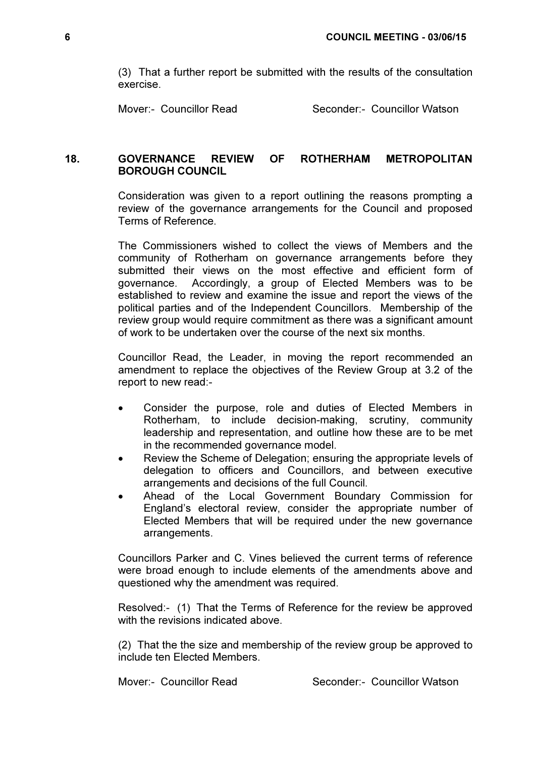(3) That a further report be submitted with the results of the consultation exercise.

Mover:- Councillor Read Seconder:- Councillor Watson

## 18. GOVERNANCE REVIEW OF ROTHERHAM METROPOLITAN BOROUGH COUNCIL

Consideration was given to a report outlining the reasons prompting a review of the governance arrangements for the Council and proposed Terms of Reference.

The Commissioners wished to collect the views of Members and the community of Rotherham on governance arrangements before they submitted their views on the most effective and efficient form of governance. Accordingly, a group of Elected Members was to be established to review and examine the issue and report the views of the political parties and of the Independent Councillors. Membership of the review group would require commitment as there was a significant amount of work to be undertaken over the course of the next six months.

Councillor Read, the Leader, in moving the report recommended an amendment to replace the objectives of the Review Group at 3.2 of the report to new read:-

- Consider the purpose, role and duties of Elected Members in Rotherham, to include decision-making, scrutiny, community leadership and representation, and outline how these are to be met in the recommended governance model.
- Review the Scheme of Delegation; ensuring the appropriate levels of delegation to officers and Councillors, and between executive arrangements and decisions of the full Council.
- Ahead of the Local Government Boundary Commission for England's electoral review, consider the appropriate number of Elected Members that will be required under the new governance arrangements.

Councillors Parker and C. Vines believed the current terms of reference were broad enough to include elements of the amendments above and questioned why the amendment was required.

Resolved:- (1) That the Terms of Reference for the review be approved with the revisions indicated above.

(2) That the the size and membership of the review group be approved to include ten Elected Members.

Mover:- Councillor Read Seconder:- Councillor Watson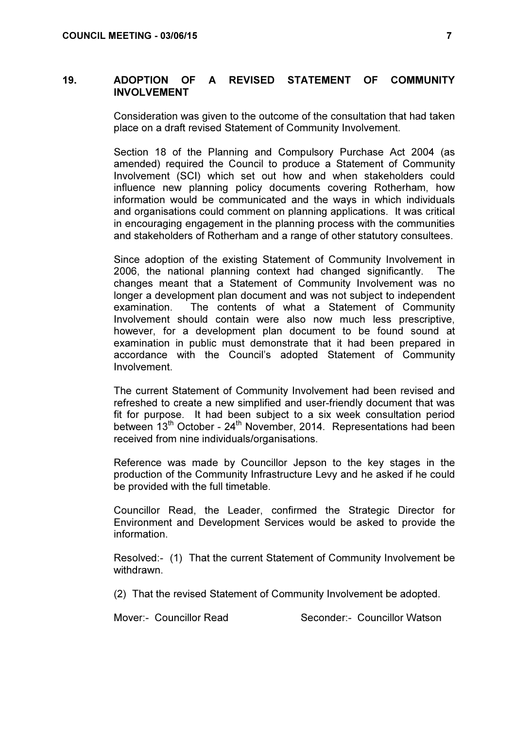## 19. ADOPTION OF A REVISED STATEMENT OF COMMUNITY INVOLVEMENT

Consideration was given to the outcome of the consultation that had taken place on a draft revised Statement of Community Involvement.

Section 18 of the Planning and Compulsory Purchase Act 2004 (as amended) required the Council to produce a Statement of Community Involvement (SCI) which set out how and when stakeholders could influence new planning policy documents covering Rotherham, how information would be communicated and the ways in which individuals and organisations could comment on planning applications. It was critical in encouraging engagement in the planning process with the communities and stakeholders of Rotherham and a range of other statutory consultees.

Since adoption of the existing Statement of Community Involvement in 2006, the national planning context had changed significantly. The changes meant that a Statement of Community Involvement was no longer a development plan document and was not subject to independent examination. The contents of what a Statement of Community Involvement should contain were also now much less prescriptive, however, for a development plan document to be found sound at examination in public must demonstrate that it had been prepared in accordance with the Council's adopted Statement of Community Involvement.

The current Statement of Community Involvement had been revised and refreshed to create a new simplified and user-friendly document that was fit for purpose. It had been subject to a six week consultation period between 13th October - 24th November, 2014. Representations had been received from nine individuals/organisations.

Reference was made by Councillor Jepson to the key stages in the production of the Community Infrastructure Levy and he asked if he could be provided with the full timetable.

Councillor Read, the Leader, confirmed the Strategic Director for Environment and Development Services would be asked to provide the information.

Resolved:- (1) That the current Statement of Community Involvement be withdrawn.

(2) That the revised Statement of Community Involvement be adopted.

Mover:- Councillor Read Seconder:- Councillor Watson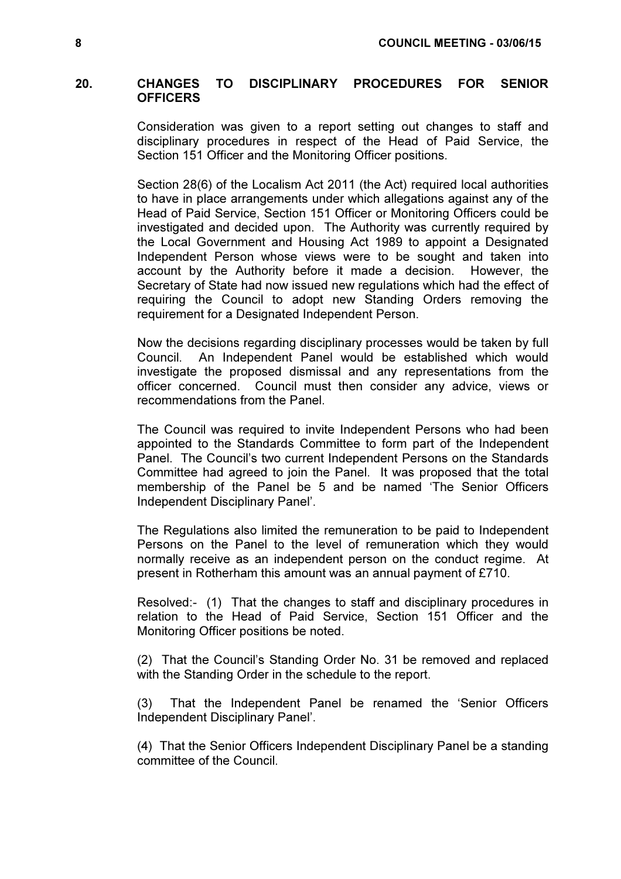## 20. CHANGES TO DISCIPLINARY PROCEDURES FOR SENIOR OFFICERS

Consideration was given to a report setting out changes to staff and disciplinary procedures in respect of the Head of Paid Service, the Section 151 Officer and the Monitoring Officer positions.

Section 28(6) of the Localism Act 2011 (the Act) required local authorities to have in place arrangements under which allegations against any of the Head of Paid Service, Section 151 Officer or Monitoring Officers could be investigated and decided upon. The Authority was currently required by the Local Government and Housing Act 1989 to appoint a Designated Independent Person whose views were to be sought and taken into account by the Authority before it made a decision. However, the Secretary of State had now issued new regulations which had the effect of requiring the Council to adopt new Standing Orders removing the requirement for a Designated Independent Person.

Now the decisions regarding disciplinary processes would be taken by full Council. An Independent Panel would be established which would investigate the proposed dismissal and any representations from the officer concerned. Council must then consider any advice, views or recommendations from the Panel.

The Council was required to invite Independent Persons who had been appointed to the Standards Committee to form part of the Independent Panel. The Council's two current Independent Persons on the Standards Committee had agreed to join the Panel. It was proposed that the total membership of the Panel be 5 and be named 'The Senior Officers Independent Disciplinary Panel'.

The Regulations also limited the remuneration to be paid to Independent Persons on the Panel to the level of remuneration which they would normally receive as an independent person on the conduct regime. At present in Rotherham this amount was an annual payment of £710.

Resolved:- (1) That the changes to staff and disciplinary procedures in relation to the Head of Paid Service, Section 151 Officer and the Monitoring Officer positions be noted.

(2) That the Council's Standing Order No. 31 be removed and replaced with the Standing Order in the schedule to the report.

(3) That the Independent Panel be renamed the 'Senior Officers Independent Disciplinary Panel'.

(4) That the Senior Officers Independent Disciplinary Panel be a standing committee of the Council.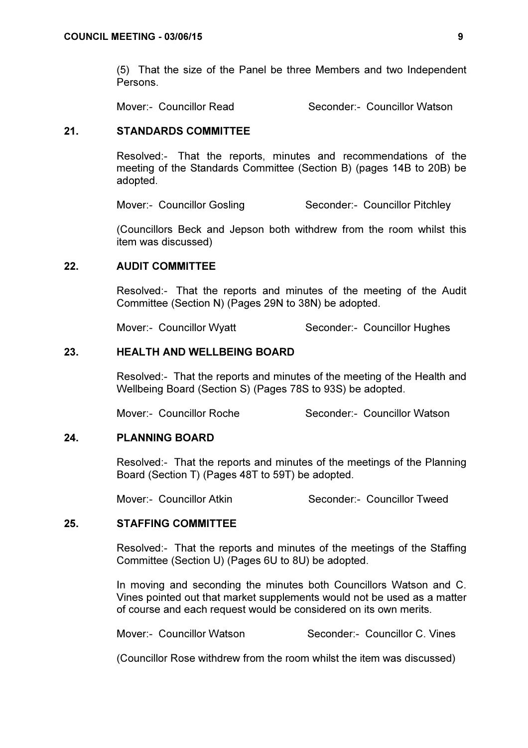(5) That the size of the Panel be three Members and two Independent Persons.

Mover:- Councillor Read Seconder:- Councillor Watson

## 21. STANDARDS COMMITTEE

Resolved:- That the reports, minutes and recommendations of the meeting of the Standards Committee (Section B) (pages 14B to 20B) be adopted.

Mover:- Councillor Gosling Seconder:- Councillor Pitchley

(Councillors Beck and Jepson both withdrew from the room whilst this item was discussed)

## 22. AUDIT COMMITTEE

Resolved:- That the reports and minutes of the meeting of the Audit Committee (Section N) (Pages 29N to 38N) be adopted.

Mover:- Councillor Wyatt Seconder:- Councillor Hughes

## 23. HEALTH AND WELLBEING BOARD

Resolved:- That the reports and minutes of the meeting of the Health and Wellbeing Board (Section S) (Pages 78S to 93S) be adopted.

Mover:- Councillor Roche Seconder:- Councillor Watson

## 24. PLANNING BOARD

Resolved:- That the reports and minutes of the meetings of the Planning Board (Section T) (Pages 48T to 59T) be adopted.

Mover:- Councillor Atkin Seconder:- Councillor Tweed

## 25. STAFFING COMMITTEE

Resolved:- That the reports and minutes of the meetings of the Staffing Committee (Section U) (Pages 6U to 8U) be adopted.

In moving and seconding the minutes both Councillors Watson and C. Vines pointed out that market supplements would not be used as a matter of course and each request would be considered on its own merits.

Mover:- Councillor Watson Seconder:- Councillor C. Vines

(Councillor Rose withdrew from the room whilst the item was discussed)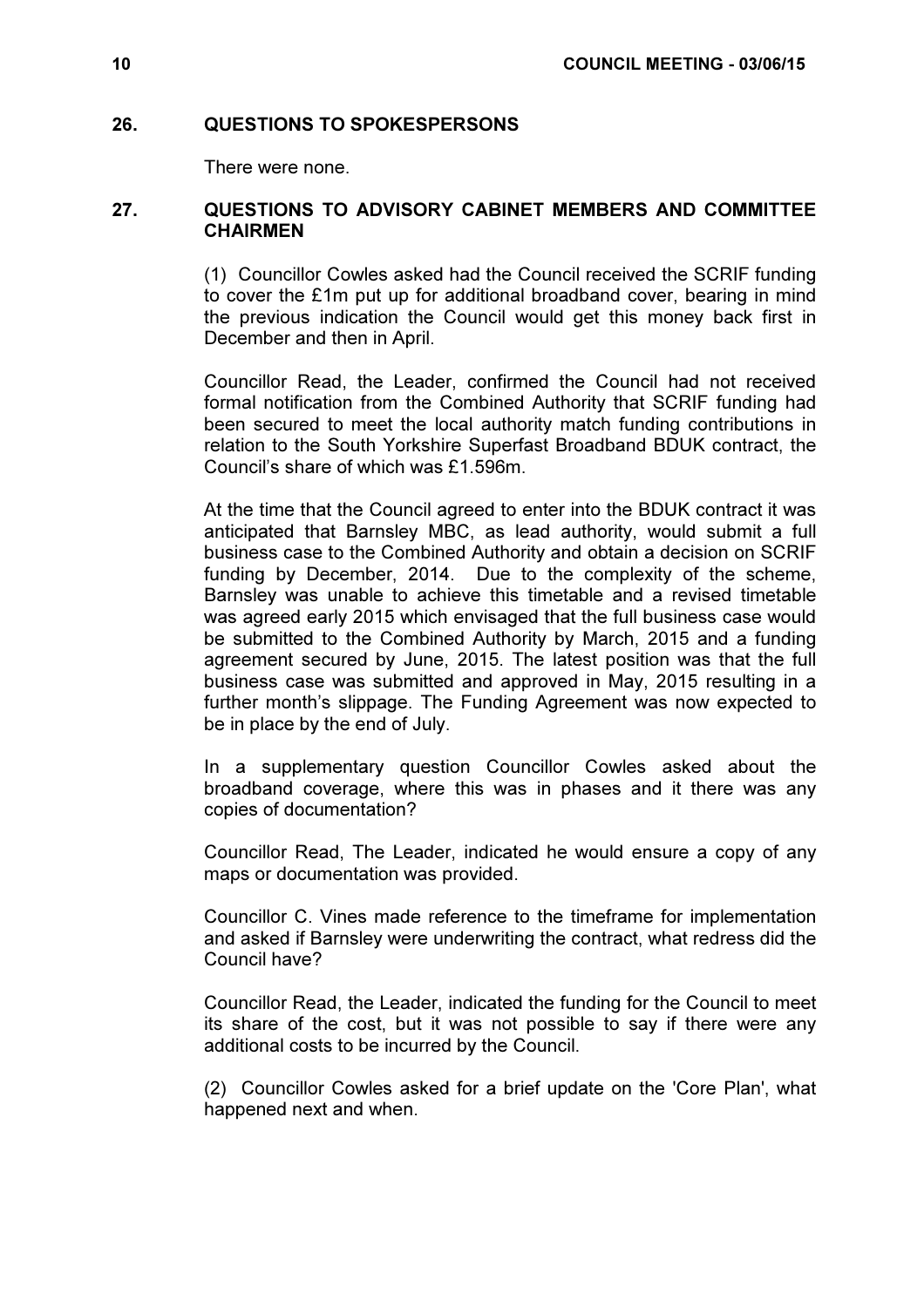## 26. QUESTIONS TO SPOKESPERSONS

There were none.

## 27. QUESTIONS TO ADVISORY CABINET MEMBERS AND COMMITTEE CHAIRMEN

(1) Councillor Cowles asked had the Council received the SCRIF funding to cover the £1m put up for additional broadband cover, bearing in mind the previous indication the Council would get this money back first in December and then in April.

Councillor Read, the Leader, confirmed the Council had not received formal notification from the Combined Authority that SCRIF funding had been secured to meet the local authority match funding contributions in relation to the South Yorkshire Superfast Broadband BDUK contract, the Council's share of which was £1.596m.

At the time that the Council agreed to enter into the BDUK contract it was anticipated that Barnsley MBC, as lead authority, would submit a full business case to the Combined Authority and obtain a decision on SCRIF funding by December, 2014. Due to the complexity of the scheme, Barnsley was unable to achieve this timetable and a revised timetable was agreed early 2015 which envisaged that the full business case would be submitted to the Combined Authority by March, 2015 and a funding agreement secured by June, 2015. The latest position was that the full business case was submitted and approved in May, 2015 resulting in a further month's slippage. The Funding Agreement was now expected to be in place by the end of July.

In a supplementary question Councillor Cowles asked about the broadband coverage, where this was in phases and it there was any copies of documentation?

Councillor Read, The Leader, indicated he would ensure a copy of any maps or documentation was provided.

Councillor C. Vines made reference to the timeframe for implementation and asked if Barnsley were underwriting the contract, what redress did the Council have?

Councillor Read, the Leader, indicated the funding for the Council to meet its share of the cost, but it was not possible to say if there were any additional costs to be incurred by the Council.

(2) Councillor Cowles asked for a brief update on the 'Core Plan', what happened next and when.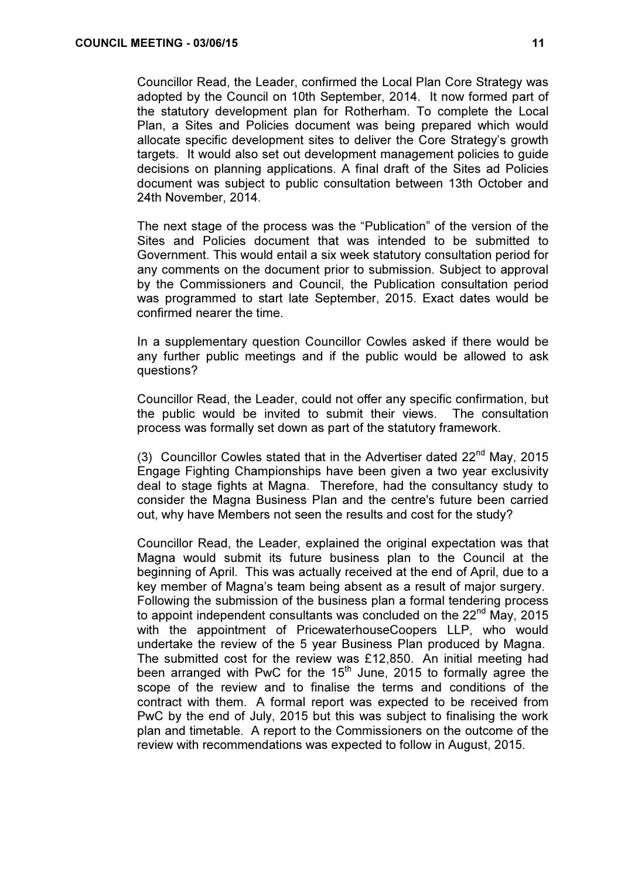Councillor Read, the Leader, confirmed the Local Plan Core Strategy was adopted by the Council on 10th September, 2014. It now formed part of the statutory development plan for Rotherham. To complete the Local Plan, a Sites and Policies document was being prepared which would allocate specific development sites to deliver the Core Strategy's growth targets. It would also set out development management policies to guide decisions on planning applications. A final draft of the Sites ad Policies document was subject to public consultation between 13th October and 24th November, 2014.

The next stage of the process was the "Publication" of the version of the Sites and Policies document that was intended to be submitted to Government. This would entail a six week statutory consultation period for any comments on the document prior to submission. Subject to approval by the Commissioners and Council, the Publication consultation period was programmed to start late September, 2015. Exact dates would be confirmed nearer the time.

In a supplementary question Councillor Cowles asked if there would be any further public meetings and if the public would be allowed to ask questions?

Councillor Read, the Leader, could not offer any specific confirmation, but the public would be invited to submit their views. The consultation process was formally set down as part of the statutory framework.

(3) Councillor Cowles stated that in the Advertiser dated 22nd May, 2015 Engage Fighting Championships have been given a two year exclusivity deal to stage fights at Magna. Therefore, had the consultancy study to consider the Magna Business Plan and the centre's future been carried out, why have Members not seen the results and cost for the study?

Councillor Read, the Leader, explained the original expectation was that Magna would submit its future business plan to the Council at the beginning of April. This was actually received at the end of April, due to a key member of Magna's team being absent as a result of major surgery. Following the submission of the business plan a formal tendering process to appoint independent consultants was concluded on the 22nd May, 2015 with the appointment of PricewaterhouseCoopers LLP, who would undertake the review of the 5 year Business Plan produced by Magna. The submitted cost for the review was £12,850. An initial meeting had been arranged with PwC for the 15th June, 2015 to formally agree the scope of the review and to finalise the terms and conditions of the contract with them. A formal report was expected to be received from PwC by the end of July, 2015 but this was subject to finalising the work plan and timetable. A report to the Commissioners on the outcome of the review with recommendations was expected to follow in August, 2015.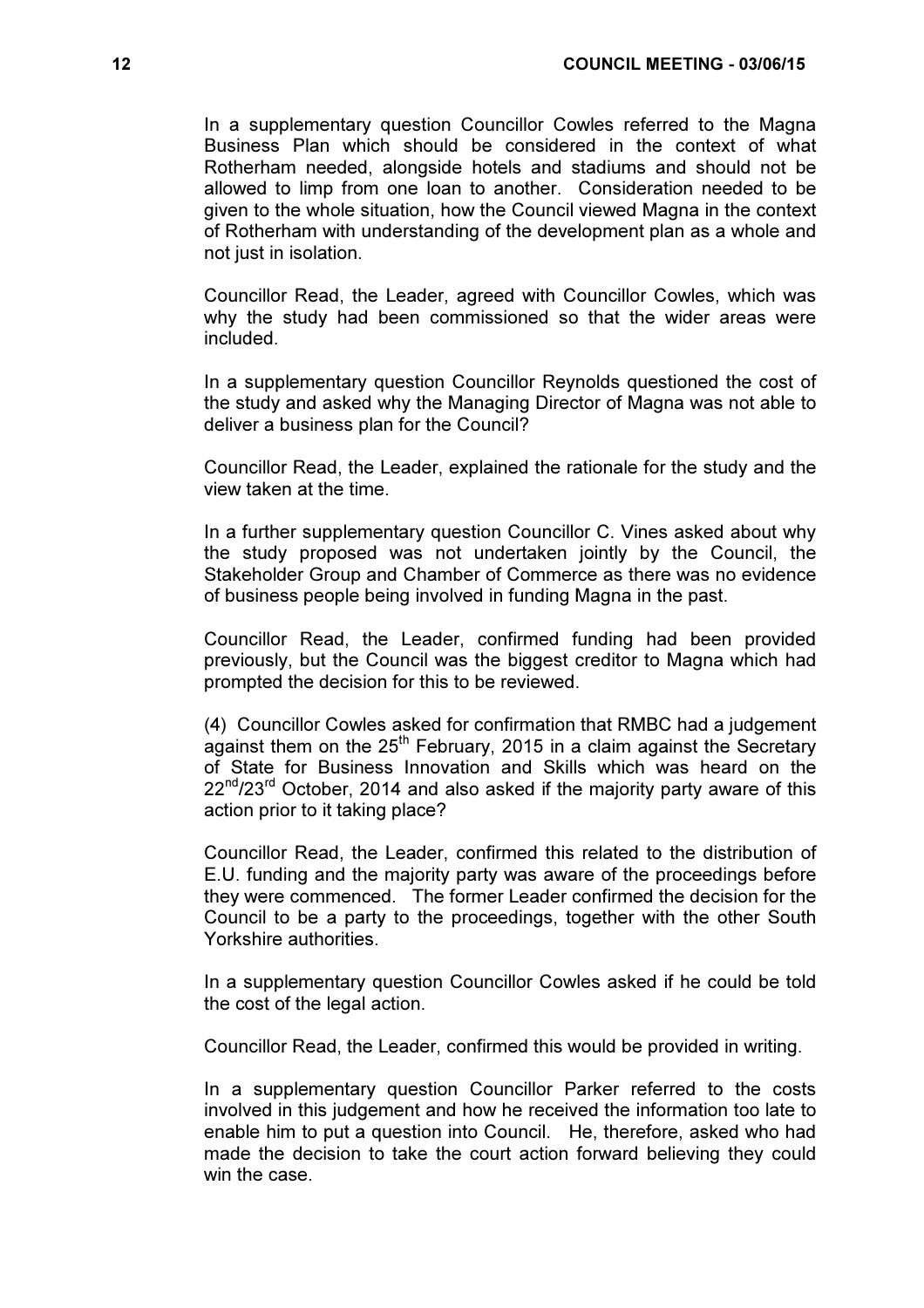In a supplementary question Councillor Cowles referred to the Magna Business Plan which should be considered in the context of what Rotherham needed, alongside hotels and stadiums and should not be allowed to limp from one loan to another. Consideration needed to be given to the whole situation, how the Council viewed Magna in the context of Rotherham with understanding of the development plan as a whole and not just in isolation.

Councillor Read, the Leader, agreed with Councillor Cowles, which was why the study had been commissioned so that the wider areas were included.

In a supplementary question Councillor Reynolds questioned the cost of the study and asked why the Managing Director of Magna was not able to deliver a business plan for the Council?

Councillor Read, the Leader, explained the rationale for the study and the view taken at the time.

In a further supplementary question Councillor C. Vines asked about why the study proposed was not undertaken jointly by the Council, the Stakeholder Group and Chamber of Commerce as there was no evidence of business people being involved in funding Magna in the past.

Councillor Read, the Leader, confirmed funding had been provided previously, but the Council was the biggest creditor to Magna which had prompted the decision for this to be reviewed.

(4) Councillor Cowles asked for confirmation that RMBC had a judgement against them on the 25th February, 2015 in a claim against the Secretary of State for Business Innovation and Skills which was heard on the 22nd/23rd October, 2014 and also asked if the majority party aware of this action prior to it taking place?

Councillor Read, the Leader, confirmed this related to the distribution of E.U. funding and the majority party was aware of the proceedings before they were commenced. The former Leader confirmed the decision for the Council to be a party to the proceedings, together with the other South Yorkshire authorities.

In a supplementary question Councillor Cowles asked if he could be told the cost of the legal action.

Councillor Read, the Leader, confirmed this would be provided in writing.

In a supplementary question Councillor Parker referred to the costs involved in this judgement and how he received the information too late to enable him to put a question into Council. He, therefore, asked who had made the decision to take the court action forward believing they could win the case.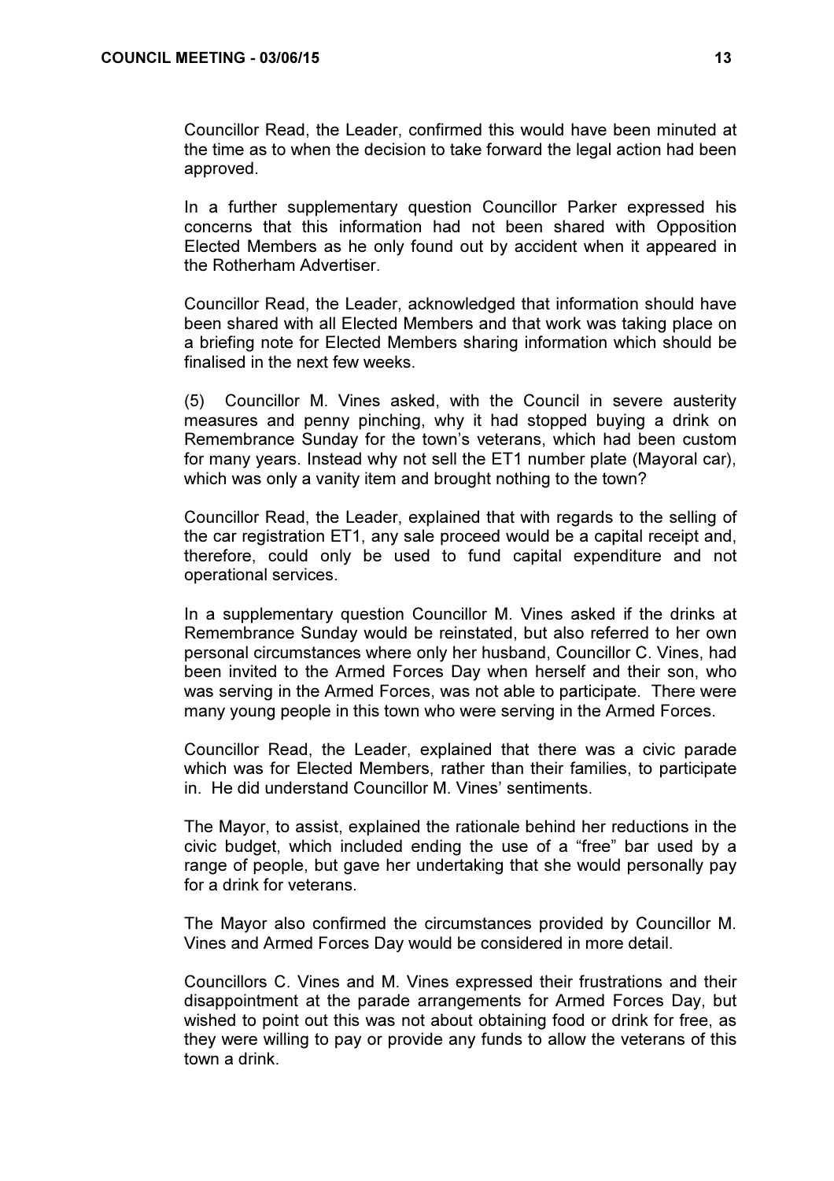Councillor Read, the Leader, confirmed this would have been minuted at the time as to when the decision to take forward the legal action had been approved.

In a further supplementary question Councillor Parker expressed his concerns that this information had not been shared with Opposition Elected Members as he only found out by accident when it appeared in the Rotherham Advertiser.

Councillor Read, the Leader, acknowledged that information should have been shared with all Elected Members and that work was taking place on a briefing note for Elected Members sharing information which should be finalised in the next few weeks.

(5) Councillor M. Vines asked, with the Council in severe austerity measures and penny pinching, why it had stopped buying a drink on Remembrance Sunday for the town's veterans, which had been custom for many years. Instead why not sell the ET1 number plate (Mayoral car), which was only a vanity item and brought nothing to the town?

Councillor Read, the Leader, explained that with regards to the selling of the car registration ET1, any sale proceed would be a capital receipt and, therefore, could only be used to fund capital expenditure and not operational services.

In a supplementary question Councillor M. Vines asked if the drinks at Remembrance Sunday would be reinstated, but also referred to her own personal circumstances where only her husband, Councillor C. Vines, had been invited to the Armed Forces Day when herself and their son, who was serving in the Armed Forces, was not able to participate. There were many young people in this town who were serving in the Armed Forces.

Councillor Read, the Leader, explained that there was a civic parade which was for Elected Members, rather than their families, to participate in. He did understand Councillor M. Vines' sentiments.

The Mayor, to assist, explained the rationale behind her reductions in the civic budget, which included ending the use of a "free" bar used by a range of people, but gave her undertaking that she would personally pay for a drink for veterans.

The Mayor also confirmed the circumstances provided by Councillor M. Vines and Armed Forces Day would be considered in more detail.

Councillors C. Vines and M. Vines expressed their frustrations and their disappointment at the parade arrangements for Armed Forces Day, but wished to point out this was not about obtaining food or drink for free, as they were willing to pay or provide any funds to allow the veterans of this town a drink.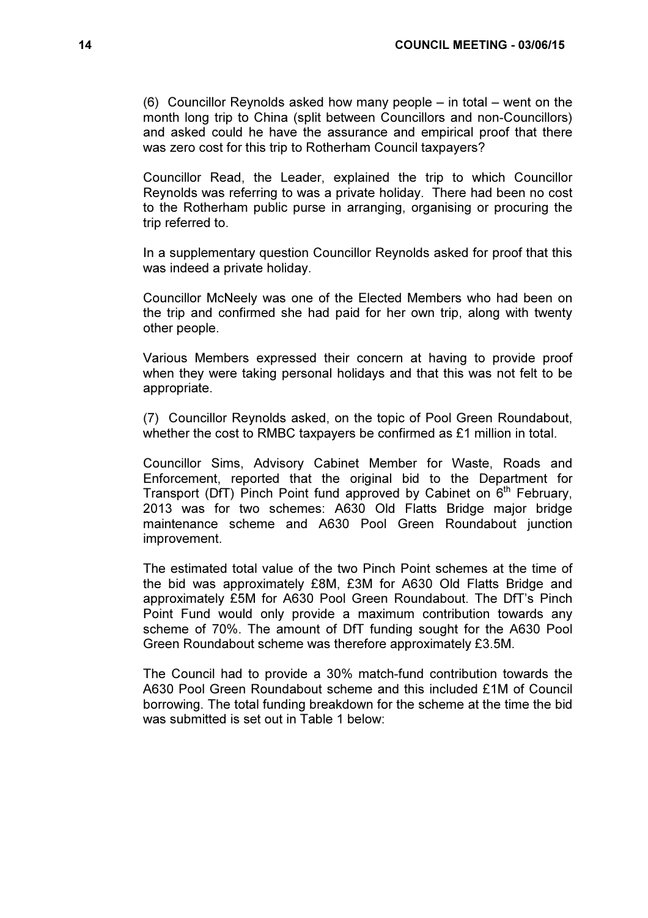(6) Councillor Reynolds asked how many people – in total – went on the month long trip to China (split between Councillors and non-Councillors) and asked could he have the assurance and empirical proof that there was zero cost for this trip to Rotherham Council taxpayers?

Councillor Read, the Leader, explained the trip to which Councillor Reynolds was referring to was a private holiday. There had been no cost to the Rotherham public purse in arranging, organising or procuring the trip referred to.

In a supplementary question Councillor Reynolds asked for proof that this was indeed a private holiday.

Councillor McNeely was one of the Elected Members who had been on the trip and confirmed she had paid for her own trip, along with twenty other people.

Various Members expressed their concern at having to provide proof when they were taking personal holidays and that this was not felt to be appropriate.

(7) Councillor Reynolds asked, on the topic of Pool Green Roundabout, whether the cost to RMBC taxpayers be confirmed as £1 million in total.

Councillor Sims, Advisory Cabinet Member for Waste, Roads and Enforcement, reported that the original bid to the Department for Transport (DfT) Pinch Point fund approved by Cabinet on 6th February, 2013 was for two schemes: A630 Old Flatts Bridge major bridge maintenance scheme and A630 Pool Green Roundabout junction improvement.

The estimated total value of the two Pinch Point schemes at the time of the bid was approximately £8M, £3M for A630 Old Flatts Bridge and approximately £5M for A630 Pool Green Roundabout. The DfT's Pinch Point Fund would only provide a maximum contribution towards any scheme of 70%. The amount of DfT funding sought for the A630 Pool Green Roundabout scheme was therefore approximately £3.5M.

The Council had to provide a 30% match-fund contribution towards the A630 Pool Green Roundabout scheme and this included £1M of Council borrowing. The total funding breakdown for the scheme at the time the bid was submitted is set out in Table 1 below: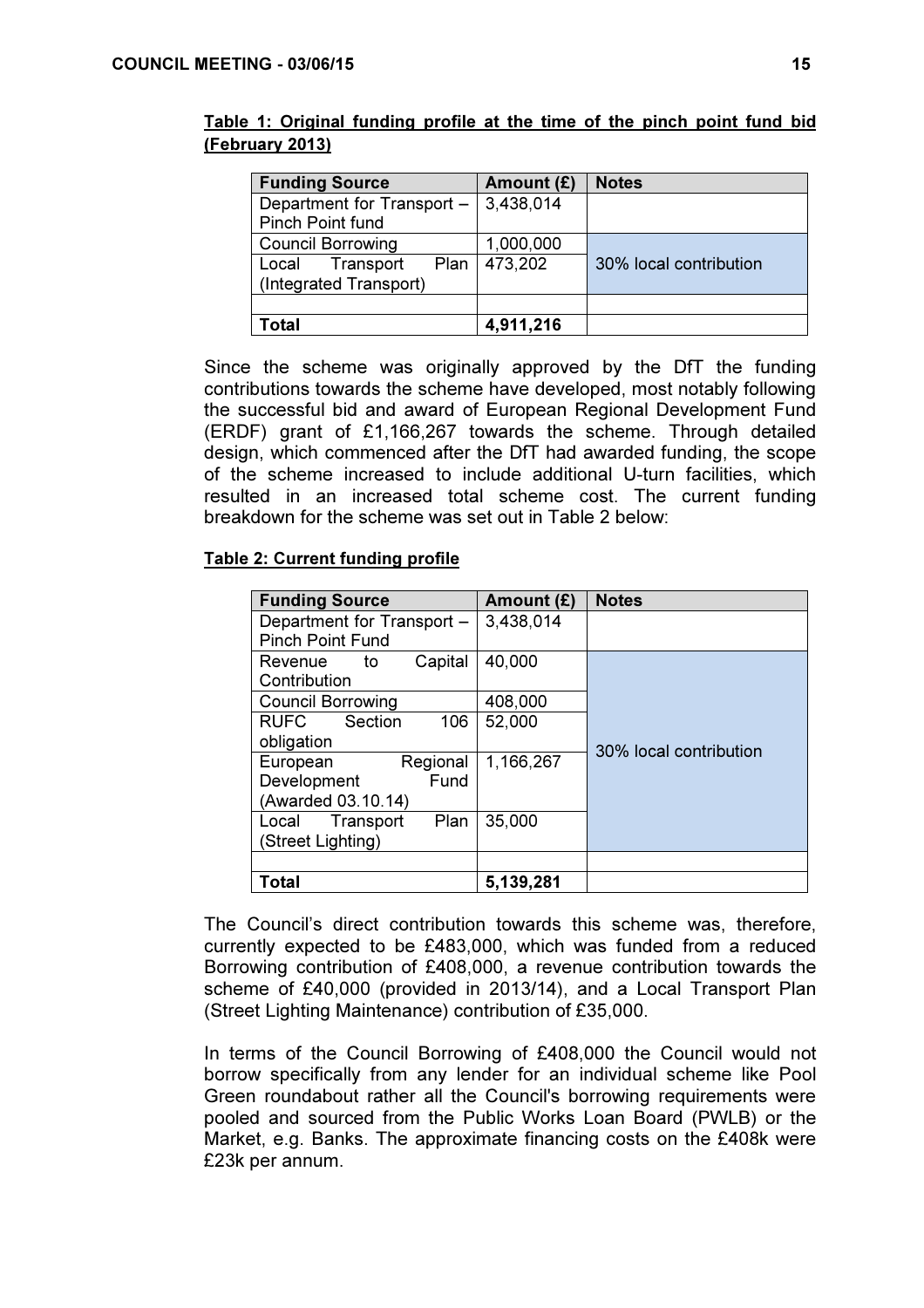**Table 1: Original funding profile at the time of the pinch point fund bid (February 2013)**

| Funding Source | Amount (£) | Notes |
| --- | --- | --- |
| Department for Transport – Pinch Point fund | 3,438,014 | |
| Council Borrowing | 1,000,000 | 30% local contribution |
| Local Transport Plan (Integrated Transport) | 473,202 | |
| | | |
| **Total** | **4,911,216** | |

Since the scheme was originally approved by the DfT the funding contributions towards the scheme have developed, most notably following the successful bid and award of European Regional Development Fund (ERDF) grant of £1,166,267 towards the scheme. Through detailed design, which commenced after the DfT had awarded funding, the scope of the scheme increased to include additional U-turn facilities, which resulted in an increased total scheme cost. The current funding breakdown for the scheme was set out in Table 2 below:

**Table 2: Current funding profile**

| Funding Source | Amount (£) | Notes |
| --- | --- | --- |
| Department for Transport – Pinch Point Fund | 3,438,014 | |
| Revenue to Capital Contribution | 40,000 | 30% local contribution |
| Council Borrowing | 408,000 | |
| RUFC Section 106 obligation | 52,000 | |
| European Regional Development Fund (Awarded 03.10.14) | 1,166,267 | |
| Local Transport Plan (Street Lighting) | 35,000 | |
| | | |
| **Total** | **5,139,281** | |

The Council's direct contribution towards this scheme was, therefore, currently expected to be £483,000, which was funded from a reduced Borrowing contribution of £408,000, a revenue contribution towards the scheme of £40,000 (provided in 2013/14), and a Local Transport Plan (Street Lighting Maintenance) contribution of £35,000.

In terms of the Council Borrowing of £408,000 the Council would not borrow specifically from any lender for an individual scheme like Pool Green roundabout rather all the Council's borrowing requirements were pooled and sourced from the Public Works Loan Board (PWLB) or the Market, e.g. Banks. The approximate financing costs on the £408k were £23k per annum.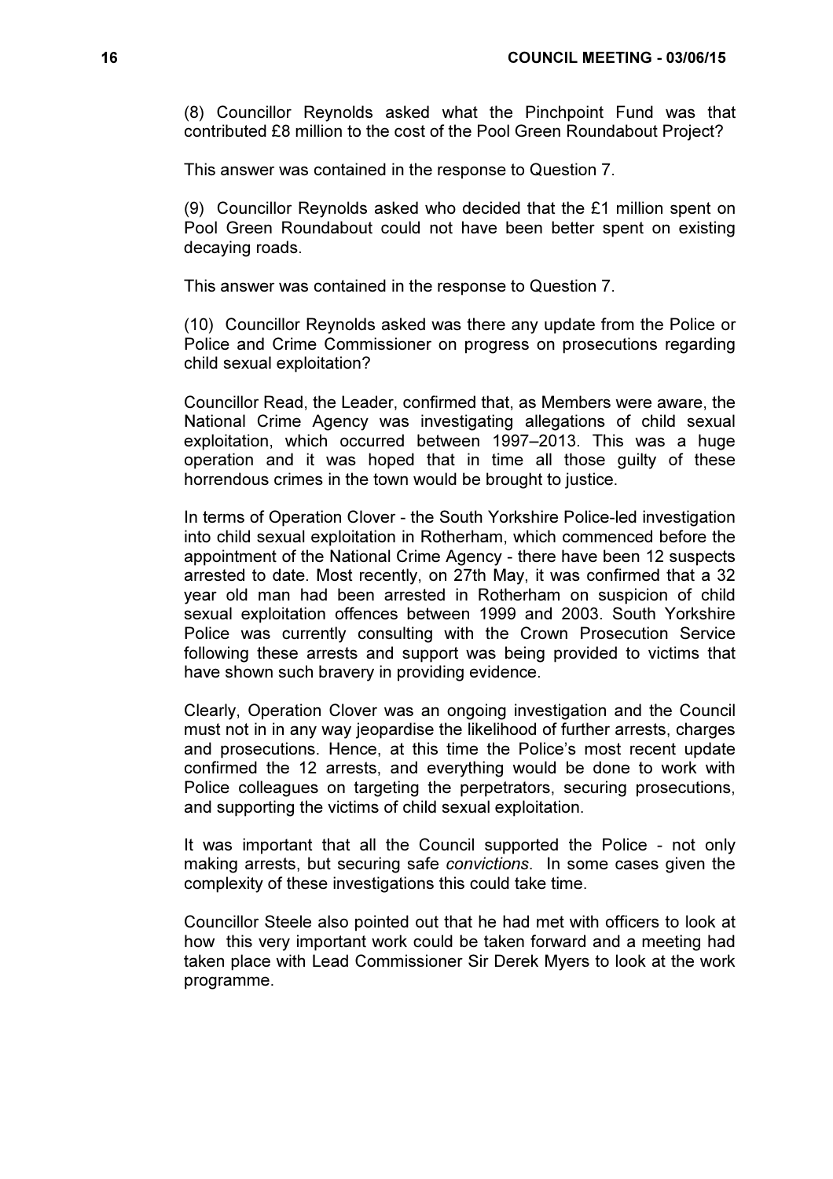(8) Councillor Reynolds asked what the Pinchpoint Fund was that contributed £8 million to the cost of the Pool Green Roundabout Project?

This answer was contained in the response to Question 7.

(9) Councillor Reynolds asked who decided that the £1 million spent on Pool Green Roundabout could not have been better spent on existing decaying roads.

This answer was contained in the response to Question 7.

(10) Councillor Reynolds asked was there any update from the Police or Police and Crime Commissioner on progress on prosecutions regarding child sexual exploitation?

Councillor Read, the Leader, confirmed that, as Members were aware, the National Crime Agency was investigating allegations of child sexual exploitation, which occurred between 1997–2013. This was a huge operation and it was hoped that in time all those guilty of these horrendous crimes in the town would be brought to justice.

In terms of Operation Clover - the South Yorkshire Police-led investigation into child sexual exploitation in Rotherham, which commenced before the appointment of the National Crime Agency - there have been 12 suspects arrested to date. Most recently, on 27th May, it was confirmed that a 32 year old man had been arrested in Rotherham on suspicion of child sexual exploitation offences between 1999 and 2003. South Yorkshire Police was currently consulting with the Crown Prosecution Service following these arrests and support was being provided to victims that have shown such bravery in providing evidence.

Clearly, Operation Clover was an ongoing investigation and the Council must not in in any way jeopardise the likelihood of further arrests, charges and prosecutions. Hence, at this time the Police's most recent update confirmed the 12 arrests, and everything would be done to work with Police colleagues on targeting the perpetrators, securing prosecutions, and supporting the victims of child sexual exploitation.

It was important that all the Council supported the Police - not only making arrests, but securing safe *convictions*. In some cases given the complexity of these investigations this could take time.

Councillor Steele also pointed out that he had met with officers to look at how this very important work could be taken forward and a meeting had taken place with Lead Commissioner Sir Derek Myers to look at the work programme.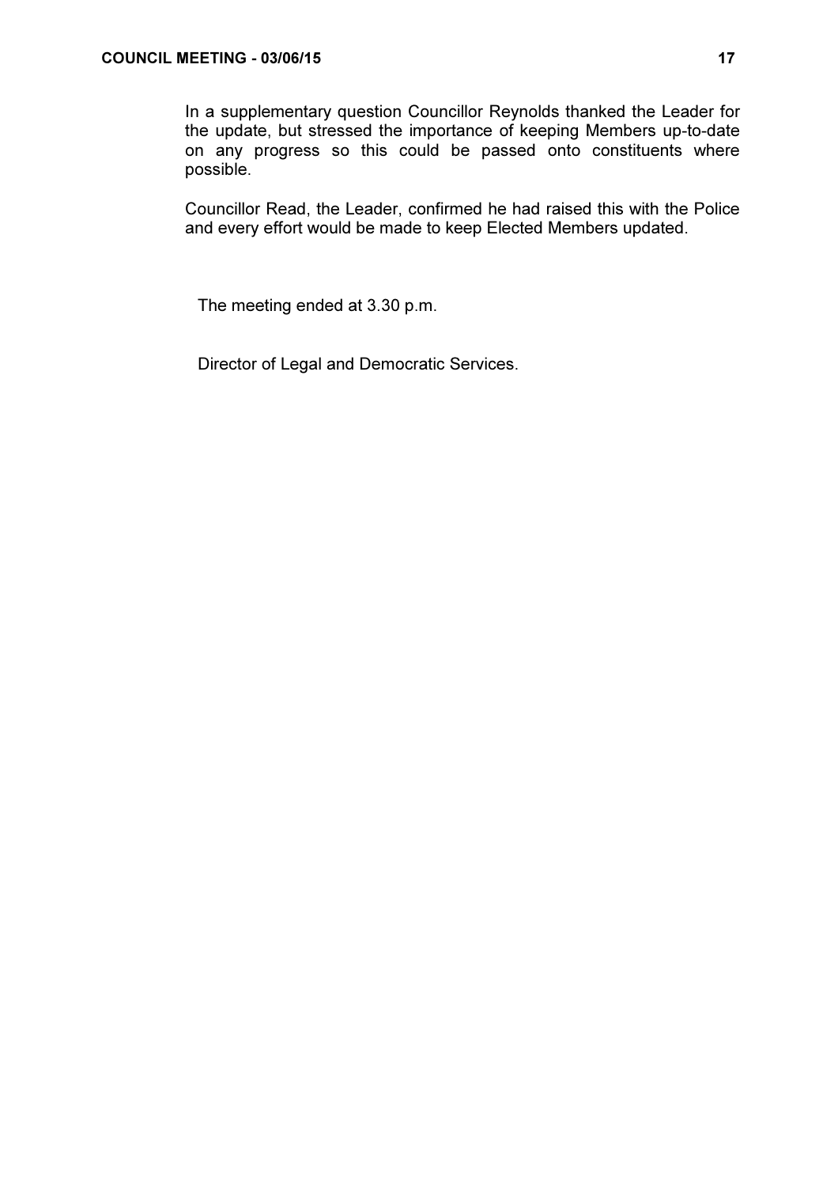In a supplementary question Councillor Reynolds thanked the Leader for the update, but stressed the importance of keeping Members up-to-date on any progress so this could be passed onto constituents where possible.

Councillor Read, the Leader, confirmed he had raised this with the Police and every effort would be made to keep Elected Members updated.

The meeting ended at 3.30 p.m.

Director of Legal and Democratic Services.